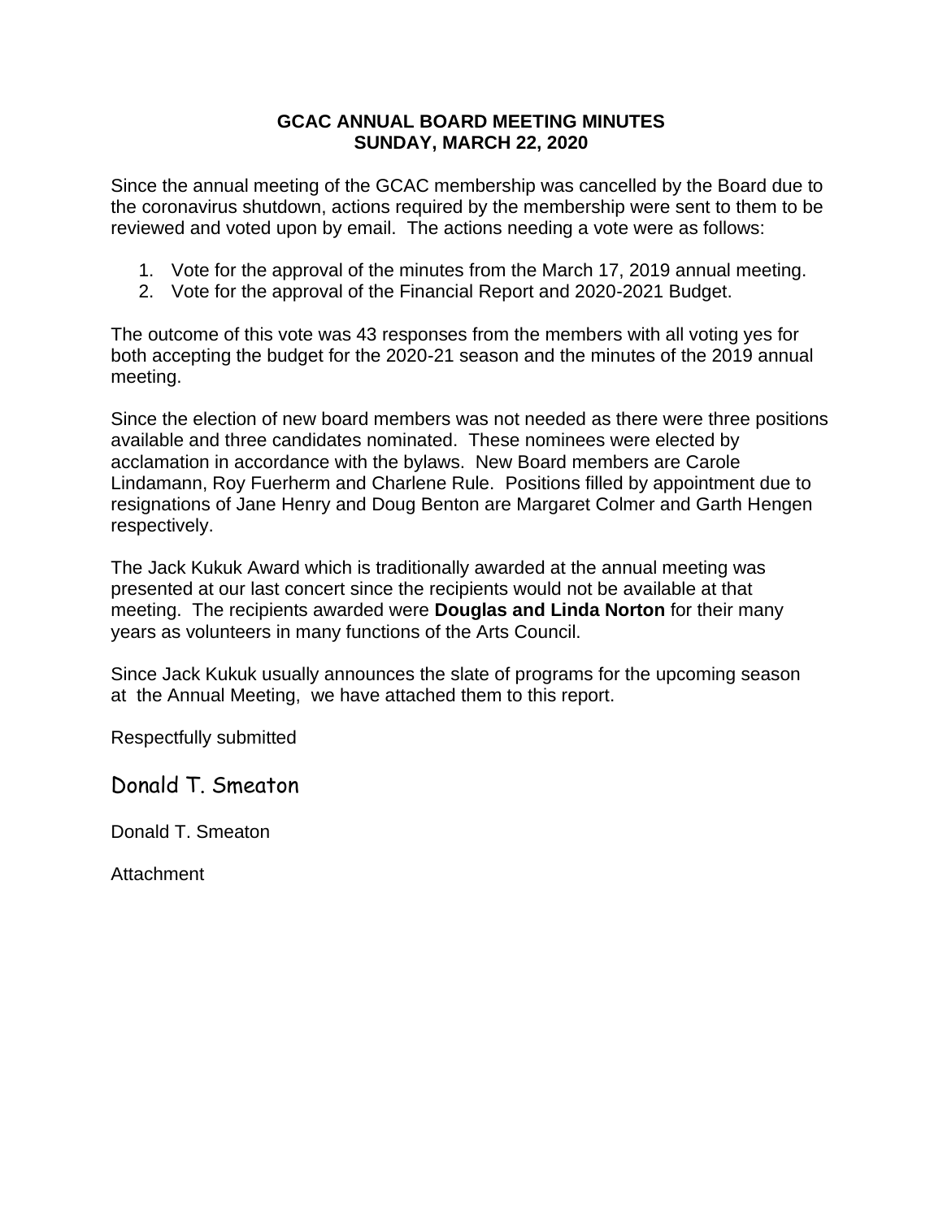**GCAC ANNUAL BOARD MEETING MINUTES**
**SUNDAY, MARCH 22, 2020**

Since the annual meeting of the GCAC membership was cancelled by the Board due to the coronavirus shutdown, actions required by the membership were sent to them to be reviewed and voted upon by email. The actions needing a vote were as follows:

1. Vote for the approval of the minutes from the March 17, 2019 annual meeting.
2. Vote for the approval of the Financial Report and 2020-2021 Budget.

The outcome of this vote was 43 responses from the members with all voting yes for both accepting the budget for the 2020-21 season and the minutes of the 2019 annual meeting.

Since the election of new board members was not needed as there were three positions available and three candidates nominated. These nominees were elected by acclamation in accordance with the bylaws. New Board members are Carole Lindamann, Roy Fuerherm and Charlene Rule. Positions filled by appointment due to resignations of Jane Henry and Doug Benton are Margaret Colmer and Garth Hengen respectively.

The Jack Kukuk Award which is traditionally awarded at the annual meeting was presented at our last concert since the recipients would not be available at that meeting. The recipients awarded were **Douglas and Linda Norton** for their many years as volunteers in many functions of the Arts Council.

Since Jack Kukuk usually announces the slate of programs for the upcoming season at the Annual Meeting, we have attached them to this report.

Respectfully submitted

Donald T. Smeaton

Donald T. Smeaton

Attachment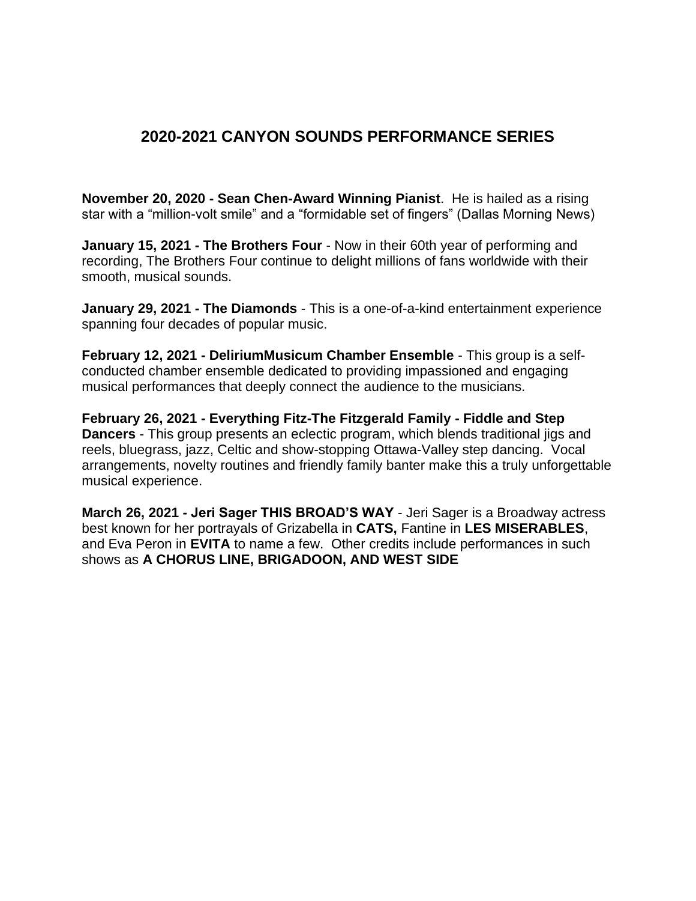## 2020-2021 CANYON SOUNDS PERFORMANCE SERIES

**November 20, 2020 - Sean Chen-Award Winning Pianist**. He is hailed as a rising star with a "million-volt smile" and a "formidable set of fingers" (Dallas Morning News)

**January 15, 2021 - The Brothers Four** - Now in their 60th year of performing and recording, The Brothers Four continue to delight millions of fans worldwide with their smooth, musical sounds.

**January 29, 2021 - The Diamonds** - This is a one-of-a-kind entertainment experience spanning four decades of popular music.

**February 12, 2021 - DeliriumMusicum Chamber Ensemble** - This group is a self-conducted chamber ensemble dedicated to providing impassioned and engaging musical performances that deeply connect the audience to the musicians.

**February 26, 2021 - Everything Fitz-The Fitzgerald Family - Fiddle and Step Dancers** - This group presents an eclectic program, which blends traditional jigs and reels, bluegrass, jazz, Celtic and show-stopping Ottawa-Valley step dancing. Vocal arrangements, novelty routines and friendly family banter make this a truly unforgettable musical experience.

**March 26, 2021 - Jeri Sager THIS BROAD'S WAY** - Jeri Sager is a Broadway actress best known for her portrayals of Grizabella in **CATS,** Fantine in **LES MISERABLES**, and Eva Peron in **EVITA** to name a few. Other credits include performances in such shows as **A CHORUS LINE, BRIGADOON, AND WEST SIDE**